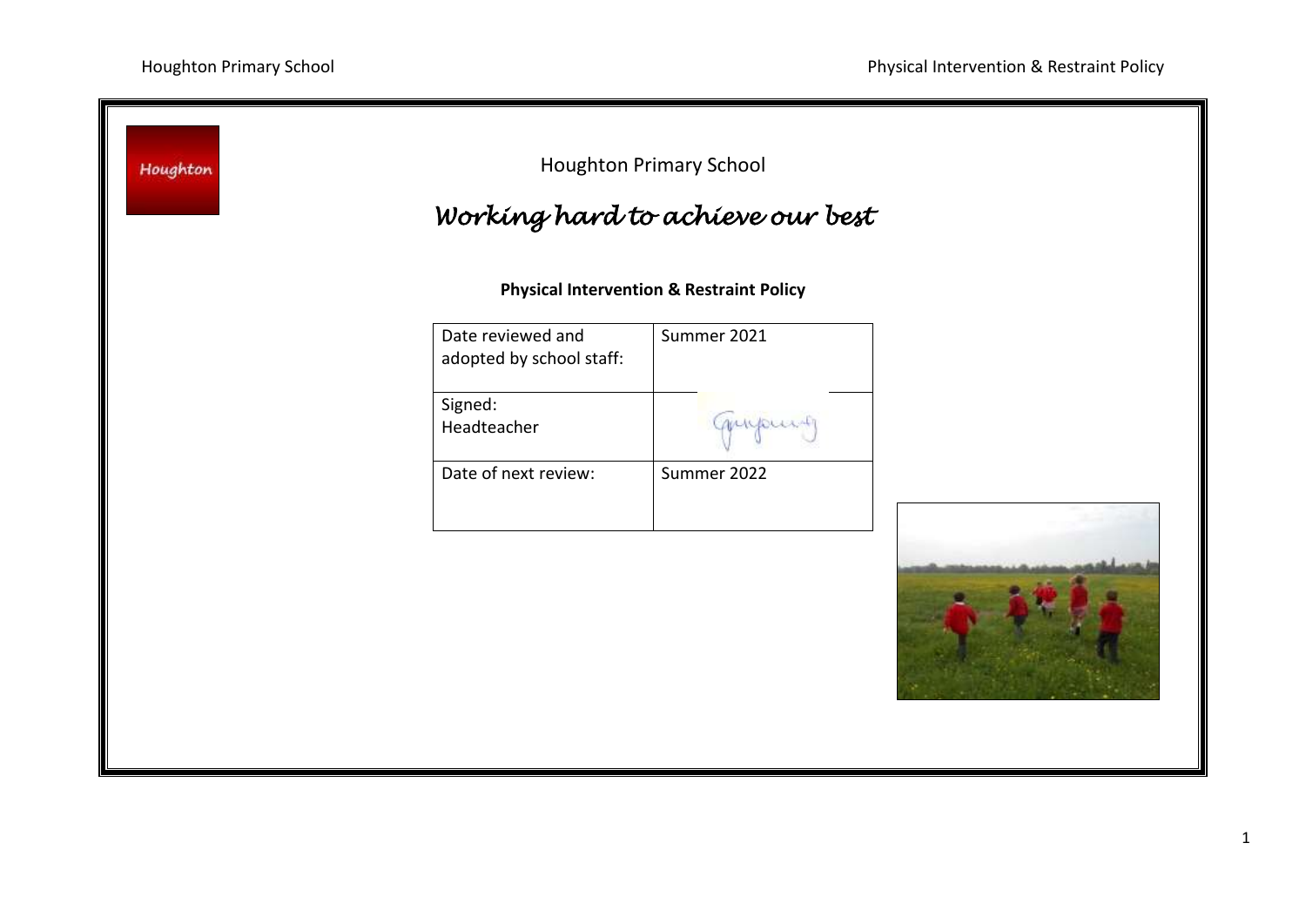Houghton Primary School

*Working hard to achieve our best*

**Physical Intervention & Restraint Policy**

| | |
|---|---|
| Date reviewed and adopted by school staff: | Summer 2021 |
| Signed: Headteacher | |
| Date of next review: | Summer 2022 |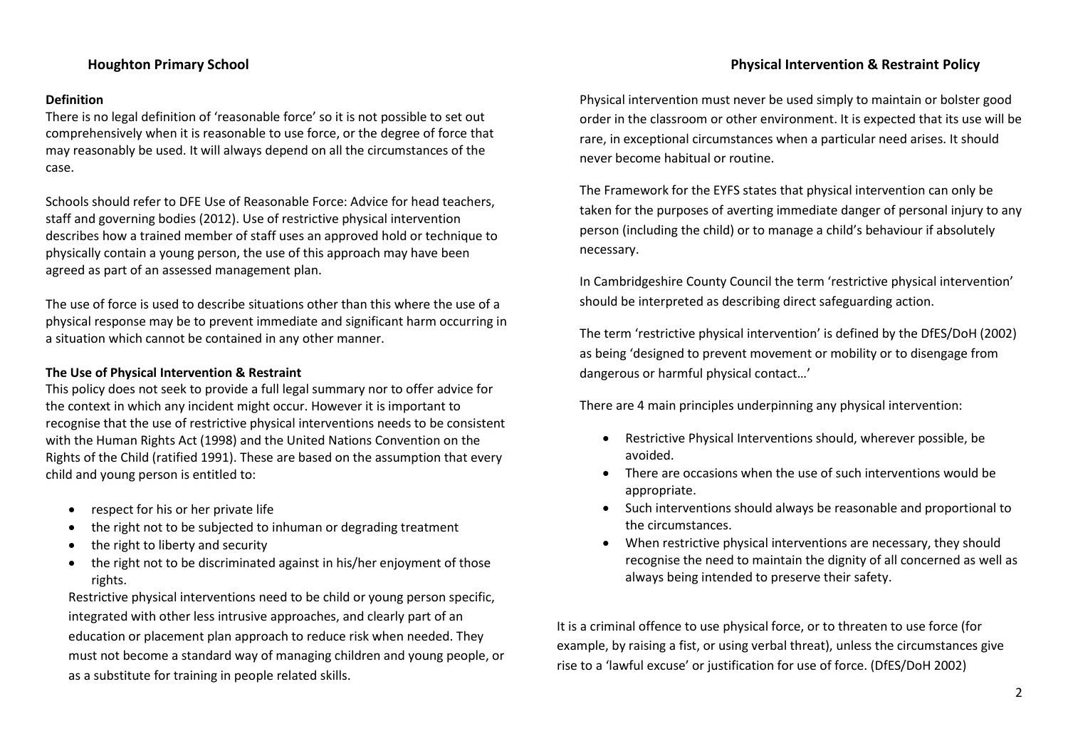### Definition

There is no legal definition of 'reasonable force' so it is not possible to set out comprehensively when it is reasonable to use force, or the degree of force that may reasonably be used. It will always depend on all the circumstances of the case.

Schools should refer to DFE Use of Reasonable Force: Advice for head teachers, staff and governing bodies (2012). Use of restrictive physical intervention describes how a trained member of staff uses an approved hold or technique to physically contain a young person, the use of this approach may have been agreed as part of an assessed management plan.

The use of force is used to describe situations other than this where the use of a physical response may be to prevent immediate and significant harm occurring in a situation which cannot be contained in any other manner.

### The Use of Physical Intervention & Restraint

This policy does not seek to provide a full legal summary nor to offer advice for the context in which any incident might occur. However it is important to recognise that the use of restrictive physical interventions needs to be consistent with the Human Rights Act (1998) and the United Nations Convention on the Rights of the Child (ratified 1991). These are based on the assumption that every child and young person is entitled to:

- respect for his or her private life
- the right not to be subjected to inhuman or degrading treatment
- the right to liberty and security
- the right not to be discriminated against in his/her enjoyment of those rights.

Restrictive physical interventions need to be child or young person specific, integrated with other less intrusive approaches, and clearly part of an education or placement plan approach to reduce risk when needed. They must not become a standard way of managing children and young people, or as a substitute for training in people related skills.

Physical intervention must never be used simply to maintain or bolster good order in the classroom or other environment. It is expected that its use will be rare, in exceptional circumstances when a particular need arises. It should never become habitual or routine.

The Framework for the EYFS states that physical intervention can only be taken for the purposes of averting immediate danger of personal injury to any person (including the child) or to manage a child's behaviour if absolutely necessary.

In Cambridgeshire County Council the term 'restrictive physical intervention' should be interpreted as describing direct safeguarding action.

The term 'restrictive physical intervention' is defined by the DfES/DoH (2002) as being 'designed to prevent movement or mobility or to disengage from dangerous or harmful physical contact…'

There are 4 main principles underpinning any physical intervention:

- Restrictive Physical Interventions should, wherever possible, be avoided.
- There are occasions when the use of such interventions would be appropriate.
- Such interventions should always be reasonable and proportional to the circumstances.
- When restrictive physical interventions are necessary, they should recognise the need to maintain the dignity of all concerned as well as always being intended to preserve their safety.

It is a criminal offence to use physical force, or to threaten to use force (for example, by raising a fist, or using verbal threat), unless the circumstances give rise to a 'lawful excuse' or justification for use of force. (DfES/DoH 2002)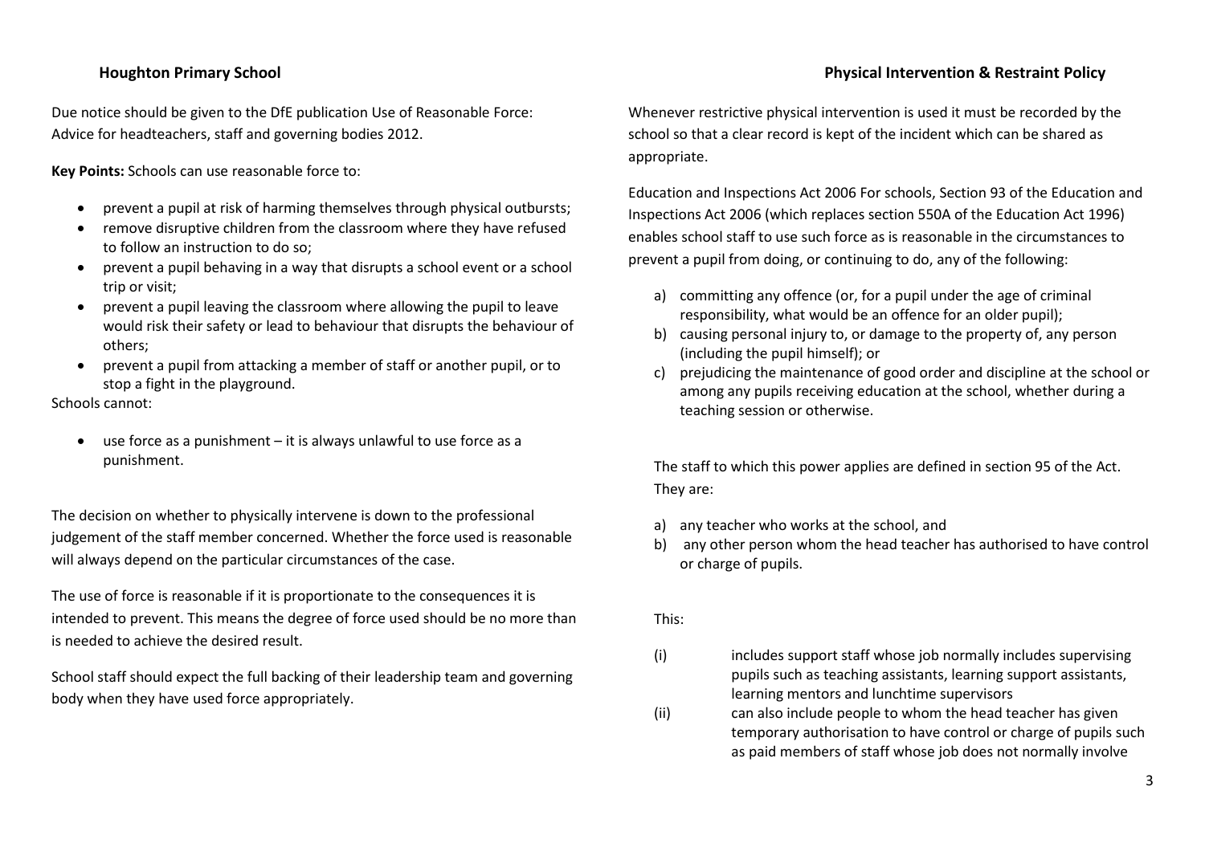Due notice should be given to the DfE publication Use of Reasonable Force: Advice for headteachers, staff and governing bodies 2012.

**Key Points:** Schools can use reasonable force to:

- prevent a pupil at risk of harming themselves through physical outbursts;
- remove disruptive children from the classroom where they have refused to follow an instruction to do so;
- prevent a pupil behaving in a way that disrupts a school event or a school trip or visit;
- prevent a pupil leaving the classroom where allowing the pupil to leave would risk their safety or lead to behaviour that disrupts the behaviour of others;
- prevent a pupil from attacking a member of staff or another pupil, or to stop a fight in the playground.

Schools cannot:

- use force as a punishment – it is always unlawful to use force as a punishment.

The decision on whether to physically intervene is down to the professional judgement of the staff member concerned. Whether the force used is reasonable will always depend on the particular circumstances of the case.

The use of force is reasonable if it is proportionate to the consequences it is intended to prevent. This means the degree of force used should be no more than is needed to achieve the desired result.

School staff should expect the full backing of their leadership team and governing body when they have used force appropriately.

Whenever restrictive physical intervention is used it must be recorded by the school so that a clear record is kept of the incident which can be shared as appropriate.

Education and Inspections Act 2006 For schools, Section 93 of the Education and Inspections Act 2006 (which replaces section 550A of the Education Act 1996) enables school staff to use such force as is reasonable in the circumstances to prevent a pupil from doing, or continuing to do, any of the following:

a) committing any offence (or, for a pupil under the age of criminal responsibility, what would be an offence for an older pupil);
b) causing personal injury to, or damage to the property of, any person (including the pupil himself); or
c) prejudicing the maintenance of good order and discipline at the school or among any pupils receiving education at the school, whether during a teaching session or otherwise.

The staff to which this power applies are defined in section 95 of the Act. They are:

a) any teacher who works at the school, and
b) any other person whom the head teacher has authorised to have control or charge of pupils.

This:

(i) includes support staff whose job normally includes supervising pupils such as teaching assistants, learning support assistants, learning mentors and lunchtime supervisors
(ii) can also include people to whom the head teacher has given temporary authorisation to have control or charge of pupils such as paid members of staff whose job does not normally involve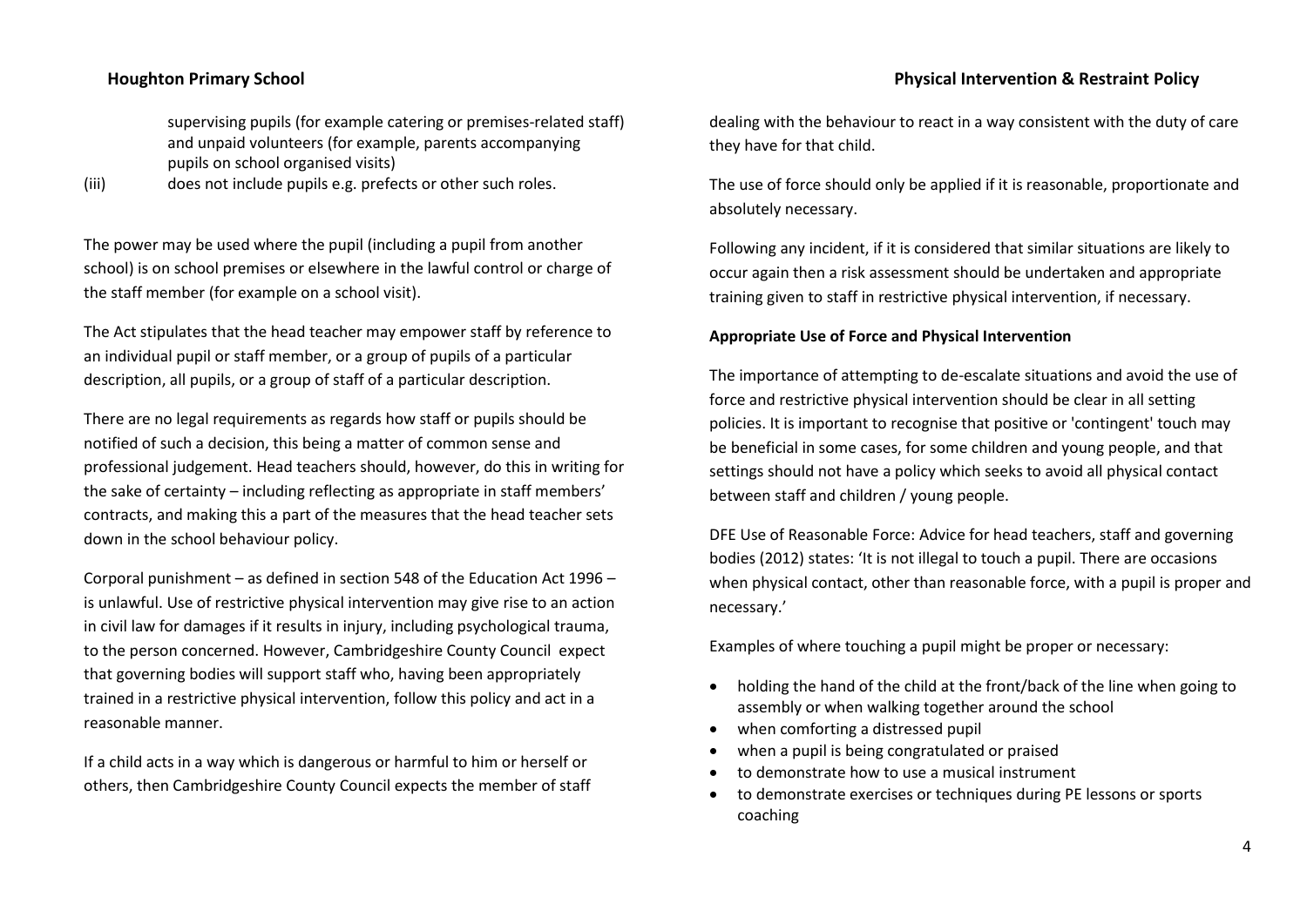supervising pupils (for example catering or premises-related staff) and unpaid volunteers (for example, parents accompanying pupils on school organised visits)

(iii) does not include pupils e.g. prefects or other such roles.

The power may be used where the pupil (including a pupil from another school) is on school premises or elsewhere in the lawful control or charge of the staff member (for example on a school visit).

The Act stipulates that the head teacher may empower staff by reference to an individual pupil or staff member, or a group of pupils of a particular description, all pupils, or a group of staff of a particular description.

There are no legal requirements as regards how staff or pupils should be notified of such a decision, this being a matter of common sense and professional judgement. Head teachers should, however, do this in writing for the sake of certainty – including reflecting as appropriate in staff members' contracts, and making this a part of the measures that the head teacher sets down in the school behaviour policy.

Corporal punishment – as defined in section 548 of the Education Act 1996 – is unlawful. Use of restrictive physical intervention may give rise to an action in civil law for damages if it results in injury, including psychological trauma, to the person concerned. However, Cambridgeshire County Council expect that governing bodies will support staff who, having been appropriately trained in a restrictive physical intervention, follow this policy and act in a reasonable manner.

If a child acts in a way which is dangerous or harmful to him or herself or others, then Cambridgeshire County Council expects the member of staff dealing with the behaviour to react in a way consistent with the duty of care they have for that child.

The use of force should only be applied if it is reasonable, proportionate and absolutely necessary.

Following any incident, if it is considered that similar situations are likely to occur again then a risk assessment should be undertaken and appropriate training given to staff in restrictive physical intervention, if necessary.

**Appropriate Use of Force and Physical Intervention**

The importance of attempting to de-escalate situations and avoid the use of force and restrictive physical intervention should be clear in all setting policies. It is important to recognise that positive or 'contingent' touch may be beneficial in some cases, for some children and young people, and that settings should not have a policy which seeks to avoid all physical contact between staff and children / young people.

DFE Use of Reasonable Force: Advice for head teachers, staff and governing bodies (2012) states: 'It is not illegal to touch a pupil. There are occasions when physical contact, other than reasonable force, with a pupil is proper and necessary.'

Examples of where touching a pupil might be proper or necessary:

- holding the hand of the child at the front/back of the line when going to assembly or when walking together around the school
- when comforting a distressed pupil
- when a pupil is being congratulated or praised
- to demonstrate how to use a musical instrument
- to demonstrate exercises or techniques during PE lessons or sports coaching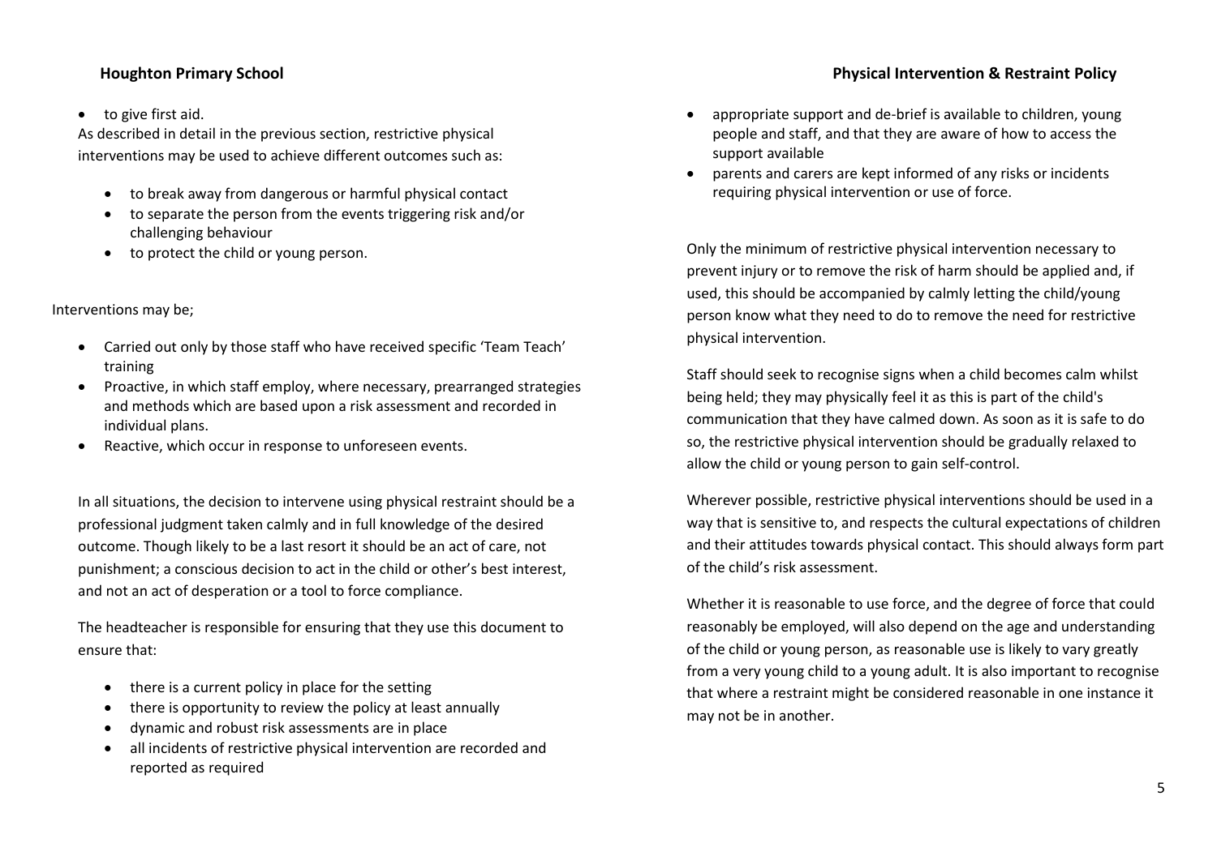- to give first aid.

As described in detail in the previous section, restrictive physical interventions may be used to achieve different outcomes such as:

- to break away from dangerous or harmful physical contact
- to separate the person from the events triggering risk and/or challenging behaviour
- to protect the child or young person.

Interventions may be;

- Carried out only by those staff who have received specific 'Team Teach' training
- Proactive, in which staff employ, where necessary, prearranged strategies and methods which are based upon a risk assessment and recorded in individual plans.
- Reactive, which occur in response to unforeseen events.

In all situations, the decision to intervene using physical restraint should be a professional judgment taken calmly and in full knowledge of the desired outcome. Though likely to be a last resort it should be an act of care, not punishment; a conscious decision to act in the child or other's best interest, and not an act of desperation or a tool to force compliance.

The headteacher is responsible for ensuring that they use this document to ensure that:

- there is a current policy in place for the setting
- there is opportunity to review the policy at least annually
- dynamic and robust risk assessments are in place
- all incidents of restrictive physical intervention are recorded and reported as required
- appropriate support and de-brief is available to children, young people and staff, and that they are aware of how to access the support available
- parents and carers are kept informed of any risks or incidents requiring physical intervention or use of force.

Only the minimum of restrictive physical intervention necessary to prevent injury or to remove the risk of harm should be applied and, if used, this should be accompanied by calmly letting the child/young person know what they need to do to remove the need for restrictive physical intervention.

Staff should seek to recognise signs when a child becomes calm whilst being held; they may physically feel it as this is part of the child's communication that they have calmed down. As soon as it is safe to do so, the restrictive physical intervention should be gradually relaxed to allow the child or young person to gain self-control.

Wherever possible, restrictive physical interventions should be used in a way that is sensitive to, and respects the cultural expectations of children and their attitudes towards physical contact. This should always form part of the child's risk assessment.

Whether it is reasonable to use force, and the degree of force that could reasonably be employed, will also depend on the age and understanding of the child or young person, as reasonable use is likely to vary greatly from a very young child to a young adult. It is also important to recognise that where a restraint might be considered reasonable in one instance it may not be in another.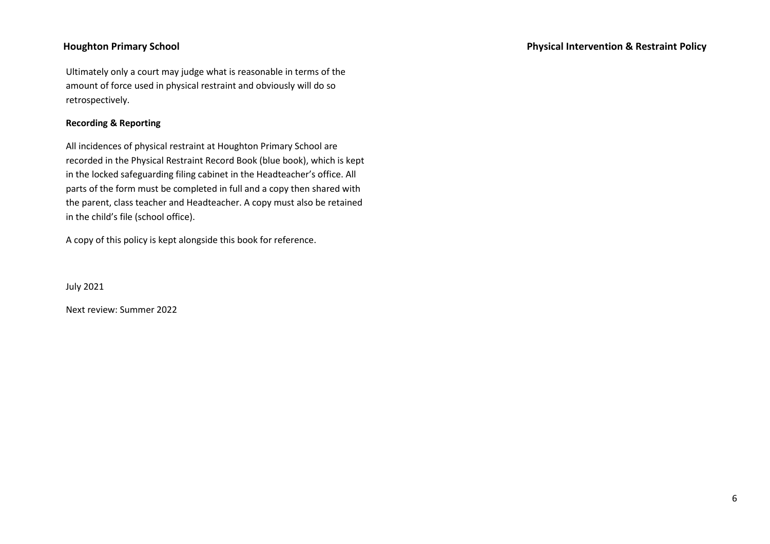Ultimately only a court may judge what is reasonable in terms of the amount of force used in physical restraint and obviously will do so retrospectively.

**Recording & Reporting**

All incidences of physical restraint at Houghton Primary School are recorded in the Physical Restraint Record Book (blue book), which is kept in the locked safeguarding filing cabinet in the Headteacher's office. All parts of the form must be completed in full and a copy then shared with the parent, class teacher and Headteacher. A copy must also be retained in the child's file (school office).

A copy of this policy is kept alongside this book for reference.

July 2021

Next review: Summer 2022